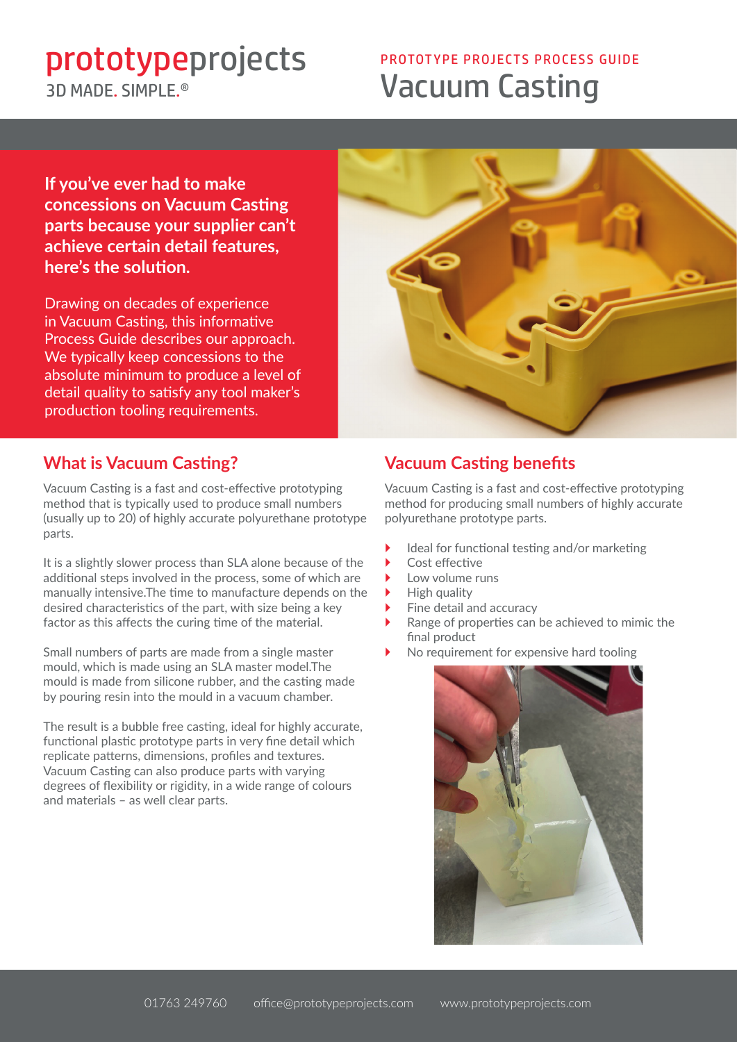prototypeprojects
3D MADE. SIMPLE.®

PROTOTYPE PROJECTS PROCESS GUIDE

# Vacuum Casting

**If you've ever had to make concessions on Vacuum Casting parts because your supplier can't achieve certain detail features, here's the solution.**

Drawing on decades of experience in Vacuum Casting, this informative Process Guide describes our approach. We typically keep concessions to the absolute minimum to produce a level of detail quality to satisfy any tool maker's production tooling requirements.

## What is Vacuum Casting?

Vacuum Casting is a fast and cost-effective prototyping method that is typically used to produce small numbers (usually up to 20) of highly accurate polyurethane prototype parts.

It is a slightly slower process than SLA alone because of the additional steps involved in the process, some of which are manually intensive.The time to manufacture depends on the desired characteristics of the part, with size being a key factor as this affects the curing time of the material.

Small numbers of parts are made from a single master mould, which is made using an SLA master model.The mould is made from silicone rubber, and the casting made by pouring resin into the mould in a vacuum chamber.

The result is a bubble free casting, ideal for highly accurate, functional plastic prototype parts in very fine detail which replicate patterns, dimensions, profiles and textures. Vacuum Casting can also produce parts with varying degrees of flexibility or rigidity, in a wide range of colours and materials – as well clear parts.

## Vacuum Casting benefits

Vacuum Casting is a fast and cost-effective prototyping method for producing small numbers of highly accurate polyurethane prototype parts.

- Ideal for functional testing and/or marketing
- Cost effective
- Low volume runs
- High quality
- Fine detail and accuracy
- Range of properties can be achieved to mimic the final product
- No requirement for expensive hard tooling

01763 249760 office@prototypeprojects.com www.prototypeprojects.com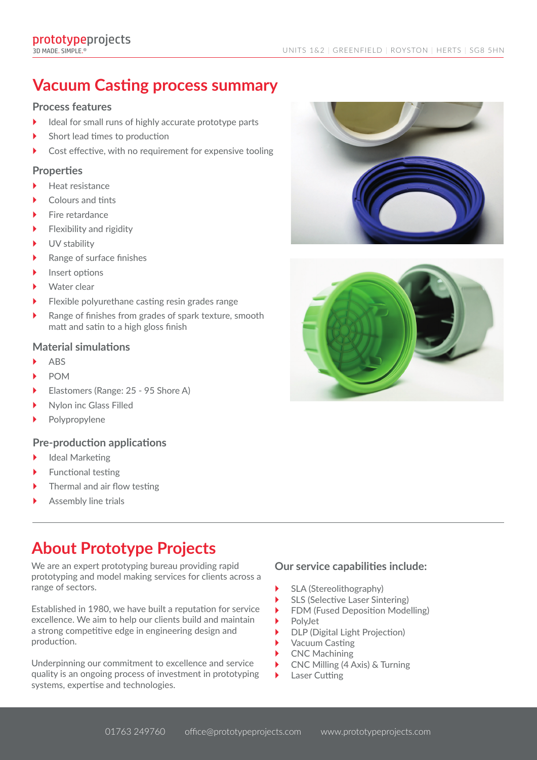# Vacuum Casting process summary

### Process features

- Ideal for small runs of highly accurate prototype parts
- Short lead times to production
- Cost effective, with no requirement for expensive tooling

### Properties

- Heat resistance
- Colours and tints
- Fire retardance
- Flexibility and rigidity
- UV stability
- Range of surface finishes
- Insert options
- Water clear
- Flexible polyurethane casting resin grades range
- Range of finishes from grades of spark texture, smooth matt and satin to a high gloss finish

### Material simulations

- ABS
- POM
- Elastomers (Range: 25 - 95 Shore A)
- Nylon inc Glass Filled
- Polypropylene

### Pre-production applications

- Ideal Marketing
- Functional testing
- Thermal and air flow testing
- Assembly line trials

# About Prototype Projects

We are an expert prototyping bureau providing rapid prototyping and model making services for clients across a range of sectors.

Established in 1980, we have built a reputation for service excellence. We aim to help our clients build and maintain a strong competitive edge in engineering design and production.

Underpinning our commitment to excellence and service quality is an ongoing process of investment in prototyping systems, expertise and technologies.

### Our service capabilities include:

- SLA (Stereolithography)
- SLS (Selective Laser Sintering)
- FDM (Fused Deposition Modelling)
- PolyJet
- DLP (Digital Light Projection)
- Vacuum Casting
- CNC Machining
- CNC Milling (4 Axis) & Turning
- Laser Cutting

01763 249760 office@prototypeprojects.com www.prototypeprojects.com